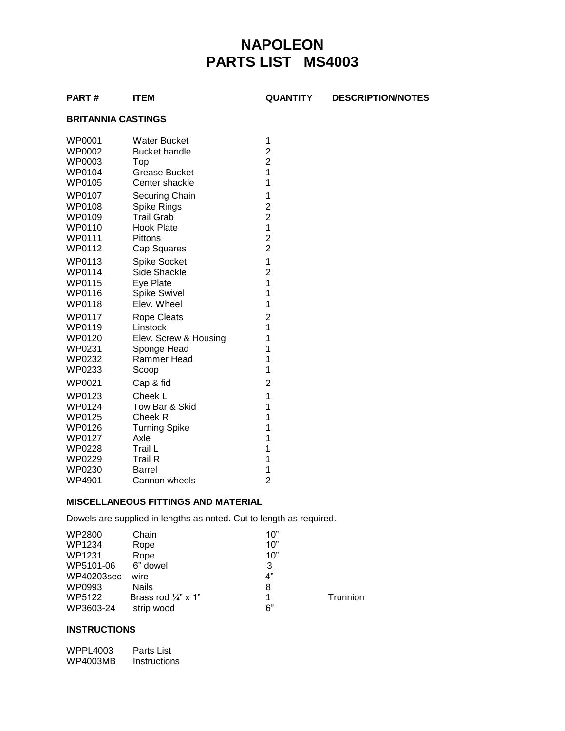# NAPOLEON
# PARTS LIST MS4003

| PART # | ITEM | QUANTITY | DESCRIPTION/NOTES |
| --- | --- | --- | --- |
| **BRITANNIA CASTINGS** | | | |
| WP0001 | Water Bucket | 1 | |
| WP0002 | Bucket handle | 2 | |
| WP0003 | Top | 2 | |
| WP0104 | Grease Bucket | 1 | |
| WP0105 | Center shackle | 1 | |
| WP0107 | Securing Chain | 1 | |
| WP0108 | Spike Rings | 2 | |
| WP0109 | Trail Grab | 2 | |
| WP0110 | Hook Plate | 1 | |
| WP0111 | Pittons | 2 | |
| WP0112 | Cap Squares | 2 | |
| WP0113 | Spike Socket | 1 | |
| WP0114 | Side Shackle | 2 | |
| WP0115 | Eye Plate | 1 | |
| WP0116 | Spike Swivel | 1 | |
| WP0118 | Elev. Wheel | 1 | |
| WP0117 | Rope Cleats | 2 | |
| WP0119 | Linstock | 1 | |
| WP0120 | Elev. Screw & Housing | 1 | |
| WP0231 | Sponge Head | 1 | |
| WP0232 | Rammer Head | 1 | |
| WP0233 | Scoop | 1 | |
| WP0021 | Cap & fid | 2 | |
| WP0123 | Cheek L | 1 | |
| WP0124 | Tow Bar & Skid | 1 | |
| WP0125 | Cheek R | 1 | |
| WP0126 | Turning Spike | 1 | |
| WP0127 | Axle | 1 | |
| WP0228 | Trail L | 1 | |
| WP0229 | Trail R | 1 | |
| WP0230 | Barrel | 1 | |
| WP4901 | Cannon wheels | 2 | |

### MISCELLANEOUS FITTINGS AND MATERIAL

Dowels are supplied in lengths as noted. Cut to length as required.

| PART # | ITEM | QUANTITY | DESCRIPTION/NOTES |
| --- | --- | --- | --- |
| WP2800 | Chain | 10” | |
| WP1234 | Rope | 10” | |
| WP1231 | Rope | 10” | |
| WP5101-06 | 6” dowel | 3 | |
| WP40203sec | wire | 4” | |
| WP0993 | Nails | 8 | |
| WP5122 | Brass rod ¼” x 1” | 1 | Trunnion |
| WP3603-24 | strip wood | 6” | |

### INSTRUCTIONS

| PART # | ITEM |
| --- | --- |
| WPPL4003 | Parts List |
| WP4003MB | Instructions |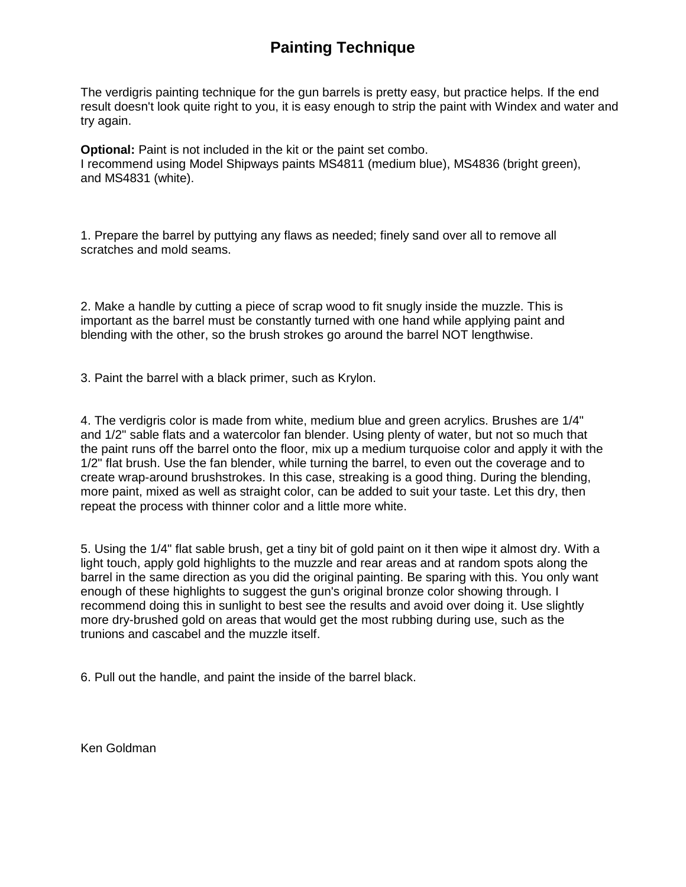# Painting Technique

The verdigris painting technique for the gun barrels is pretty easy, but practice helps. If the end result doesn't look quite right to you, it is easy enough to strip the paint with Windex and water and try again.

**Optional:** Paint is not included in the kit or the paint set combo.
I recommend using Model Shipways paints MS4811 (medium blue), MS4836 (bright green), and MS4831 (white).

1. Prepare the barrel by puttying any flaws as needed; finely sand over all to remove all scratches and mold seams.

2. Make a handle by cutting a piece of scrap wood to fit snugly inside the muzzle. This is important as the barrel must be constantly turned with one hand while applying paint and blending with the other, so the brush strokes go around the barrel NOT lengthwise.

3. Paint the barrel with a black primer, such as Krylon.

4. The verdigris color is made from white, medium blue and green acrylics. Brushes are 1/4" and 1/2" sable flats and a watercolor fan blender. Using plenty of water, but not so much that the paint runs off the barrel onto the floor, mix up a medium turquoise color and apply it with the 1/2" flat brush. Use the fan blender, while turning the barrel, to even out the coverage and to create wrap-around brushstrokes. In this case, streaking is a good thing. During the blending, more paint, mixed as well as straight color, can be added to suit your taste. Let this dry, then repeat the process with thinner color and a little more white.

5. Using the 1/4" flat sable brush, get a tiny bit of gold paint on it then wipe it almost dry. With a light touch, apply gold highlights to the muzzle and rear areas and at random spots along the barrel in the same direction as you did the original painting. Be sparing with this. You only want enough of these highlights to suggest the gun's original bronze color showing through. I recommend doing this in sunlight to best see the results and avoid over doing it. Use slightly more dry-brushed gold on areas that would get the most rubbing during use, such as the trunions and cascabel and the muzzle itself.

6. Pull out the handle, and paint the inside of the barrel black.

Ken Goldman